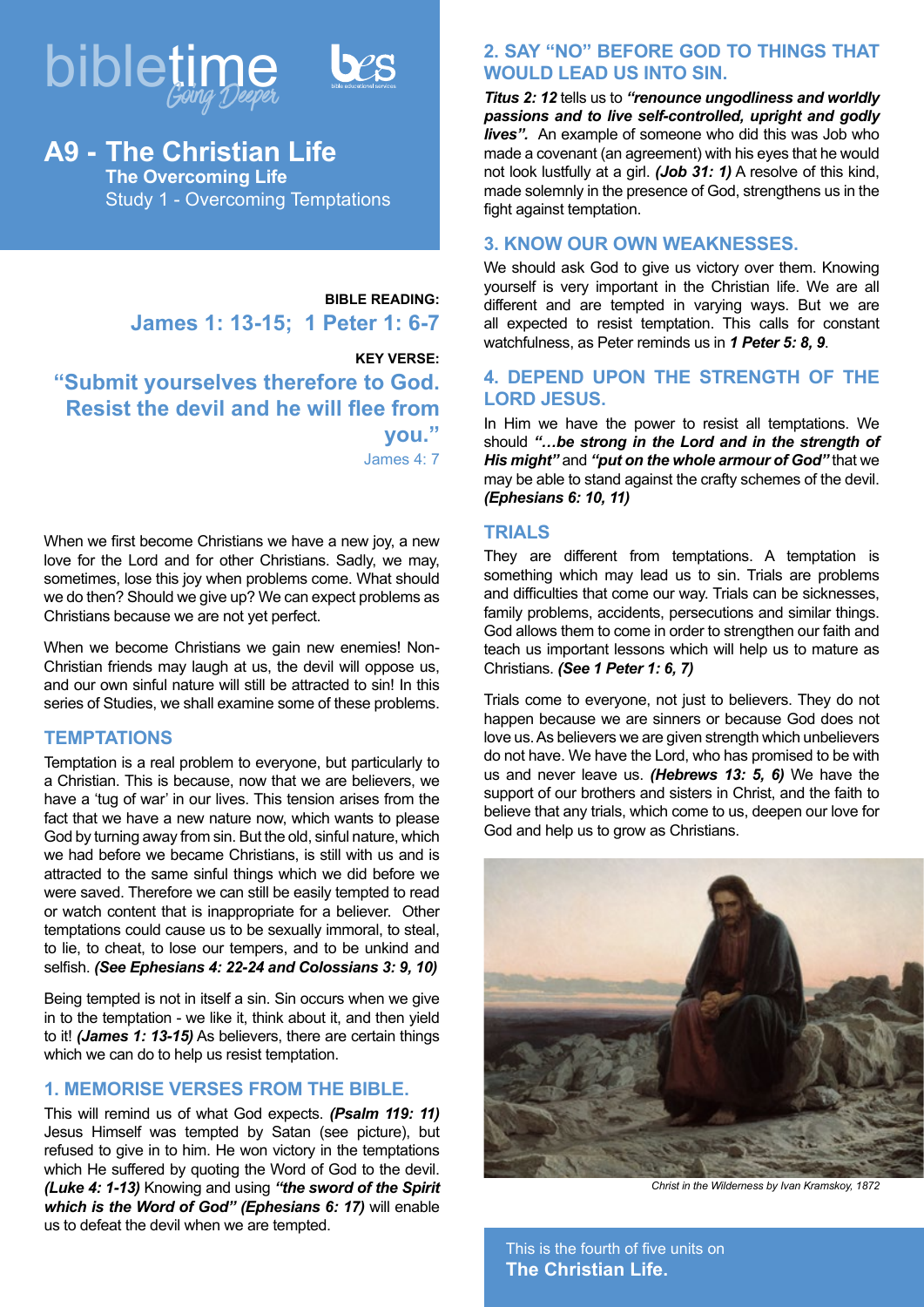bibletime *Going Deeper*

# A9 - The Christian Life

## The Overcoming Life

Study 1 - Overcoming Temptations

**BIBLE READING:**

**James 1: 13-15; 1 Peter 1: 6-7**

**KEY VERSE:**

**"Submit yourselves therefore to God. Resist the devil and he will flee from you."**

James 4: 7

When we first become Christians we have a new joy, a new love for the Lord and for other Christians. Sadly, we may, sometimes, lose this joy when problems come. What should we do then? Should we give up? We can expect problems as Christians because we are not yet perfect.

When we become Christians we gain new enemies! Non-Christian friends may laugh at us, the devil will oppose us, and our own sinful nature will still be attracted to sin! In this series of Studies, we shall examine some of these problems.

## TEMPTATIONS

Temptation is a real problem to everyone, but particularly to a Christian. This is because, now that we are believers, we have a 'tug of war' in our lives. This tension arises from the fact that we have a new nature now, which wants to please God by turning away from sin. But the old, sinful nature, which we had before we became Christians, is still with us and is attracted to the same sinful things which we did before we were saved. Therefore we can still be easily tempted to read or watch content that is inappropriate for a believer. Other temptations could cause us to be sexually immoral, to steal, to lie, to cheat, to lose our tempers, and to be unkind and selfish. ***(See Ephesians 4: 22-24 and Colossians 3: 9, 10)***

Being tempted is not in itself a sin. Sin occurs when we give in to the temptation - we like it, think about it, and then yield to it! ***(James 1: 13-15)*** As believers, there are certain things which we can do to help us resist temptation.

### 1. MEMORISE VERSES FROM THE BIBLE.

This will remind us of what God expects. ***(Psalm 119: 11)*** Jesus Himself was tempted by Satan (see picture), but refused to give in to him. He won victory in the temptations which He suffered by quoting the Word of God to the devil. ***(Luke 4: 1-13)*** Knowing and using ***"the sword of the Spirit which is the Word of God" (Ephesians 6: 17)*** will enable us to defeat the devil when we are tempted.

### 2. SAY "NO" BEFORE GOD TO THINGS THAT WOULD LEAD US INTO SIN.

***Titus 2: 12*** tells us to ***"renounce ungodliness and worldly passions and to live self-controlled, upright and godly lives".*** An example of someone who did this was Job who made a covenant (an agreement) with his eyes that he would not look lustfully at a girl. ***(Job 31: 1)*** A resolve of this kind, made solemnly in the presence of God, strengthens us in the fight against temptation.

### 3. KNOW OUR OWN WEAKNESSES.

We should ask God to give us victory over them. Knowing yourself is very important in the Christian life. We are all different and are tempted in varying ways. But we are all expected to resist temptation. This calls for constant watchfulness, as Peter reminds us in ***1 Peter 5: 8, 9***.

### 4. DEPEND UPON THE STRENGTH OF THE LORD JESUS.

In Him we have the power to resist all temptations. We should ***"…be strong in the Lord and in the strength of His might"*** and ***"put on the whole armour of God"*** that we may be able to stand against the crafty schemes of the devil. ***(Ephesians 6: 10, 11)***

## TRIALS

They are different from temptations. A temptation is something which may lead us to sin. Trials are problems and difficulties that come our way. Trials can be sicknesses, family problems, accidents, persecutions and similar things. God allows them to come in order to strengthen our faith and teach us important lessons which will help us to mature as Christians. ***(See 1 Peter 1: 6, 7)***

Trials come to everyone, not just to believers. They do not happen because we are sinners or because God does not love us. As believers we are given strength which unbelievers do not have. We have the Lord, who has promised to be with us and never leave us. ***(Hebrews 13: 5, 6)*** We have the support of our brothers and sisters in Christ, and the faith to believe that any trials, which come to us, deepen our love for God and help us to grow as Christians.

*Christ in the Wilderness by Ivan Kramskoy, 1872*

This is the fourth of five units on **The Christian Life.**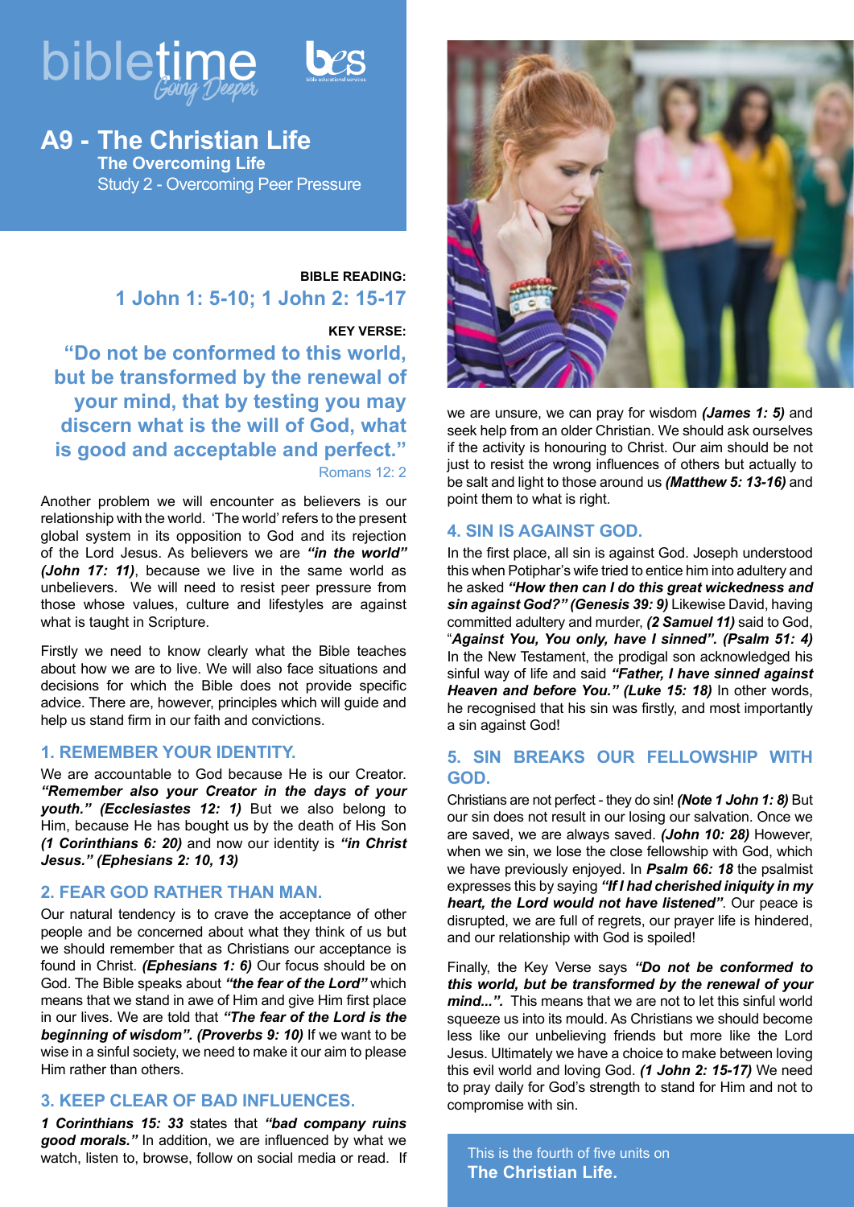# A9 - The Christian Life

## The Overcoming Life

### Study 2 - Overcoming Peer Pressure

**BIBLE READING:**

**1 John 1: 5-10; 1 John 2: 15-17**

**KEY VERSE:**

**"Do not be conformed to this world, but be transformed by the renewal of your mind, that by testing you may discern what is the will of God, what is good and acceptable and perfect."**

Romans 12: 2

Another problem we will encounter as believers is our relationship with the world. 'The world' refers to the present global system in its opposition to God and its rejection of the Lord Jesus. As believers we are ***"in the world" (John 17: 11)***, because we live in the same world as unbelievers. We will need to resist peer pressure from those whose values, culture and lifestyles are against what is taught in Scripture.

Firstly we need to know clearly what the Bible teaches about how we are to live. We will also face situations and decisions for which the Bible does not provide specific advice. There are, however, principles which will guide and help us stand firm in our faith and convictions.

### 1. REMEMBER YOUR IDENTITY.

We are accountable to God because He is our Creator. ***"Remember also your Creator in the days of your youth." (Ecclesiastes 12: 1)*** But we also belong to Him, because He has bought us by the death of His Son ***(1 Corinthians 6: 20)*** and now our identity is ***"in Christ Jesus." (Ephesians 2: 10, 13)***

### 2. FEAR GOD RATHER THAN MAN.

Our natural tendency is to crave the acceptance of other people and be concerned about what they think of us but we should remember that as Christians our acceptance is found in Christ. ***(Ephesians 1: 6)*** Our focus should be on God. The Bible speaks about ***"the fear of the Lord"*** which means that we stand in awe of Him and give Him first place in our lives. We are told that ***"The fear of the Lord is the beginning of wisdom". (Proverbs 9: 10)*** If we want to be wise in a sinful society, we need to make it our aim to please Him rather than others.

### 3. KEEP CLEAR OF BAD INFLUENCES.

***1 Corinthians 15: 33*** states that ***"bad company ruins good morals."*** In addition, we are influenced by what we watch, listen to, browse, follow on social media or read. If we are unsure, we can pray for wisdom ***(James 1: 5)*** and seek help from an older Christian. We should ask ourselves if the activity is honouring to Christ. Our aim should be not just to resist the wrong influences of others but actually to be salt and light to those around us ***(Matthew 5: 13-16)*** and point them to what is right.

### 4. SIN IS AGAINST GOD.

In the first place, all sin is against God. Joseph understood this when Potiphar's wife tried to entice him into adultery and he asked ***"How then can I do this great wickedness and sin against God?" (Genesis 39: 9)*** Likewise David, having committed adultery and murder, ***(2 Samuel 11)*** said to God, "***Against You, You only, have I sinned". (Psalm 51: 4)*** In the New Testament, the prodigal son acknowledged his sinful way of life and said ***"Father, I have sinned against Heaven and before You." (Luke 15: 18)*** In other words, he recognised that his sin was firstly, and most importantly a sin against God!

### 5. SIN BREAKS OUR FELLOWSHIP WITH GOD.

Christians are not perfect - they do sin! ***(Note 1 John 1: 8)*** But our sin does not result in our losing our salvation. Once we are saved, we are always saved. ***(John 10: 28)*** However, when we sin, we lose the close fellowship with God, which we have previously enjoyed. In ***Psalm 66: 18*** the psalmist expresses this by saying ***"If I had cherished iniquity in my heart, the Lord would not have listened"***. Our peace is disrupted, we are full of regrets, our prayer life is hindered, and our relationship with God is spoiled!

Finally, the Key Verse says ***"Do not be conformed to this world, but be transformed by the renewal of your mind...".*** This means that we are not to let this sinful world squeeze us into its mould. As Christians we should become less like our unbelieving friends but more like the Lord Jesus. Ultimately we have a choice to make between loving this evil world and loving God. ***(1 John 2: 15-17)*** We need to pray daily for God's strength to stand for Him and not to compromise with sin.

This is the fourth of five units on **The Christian Life.**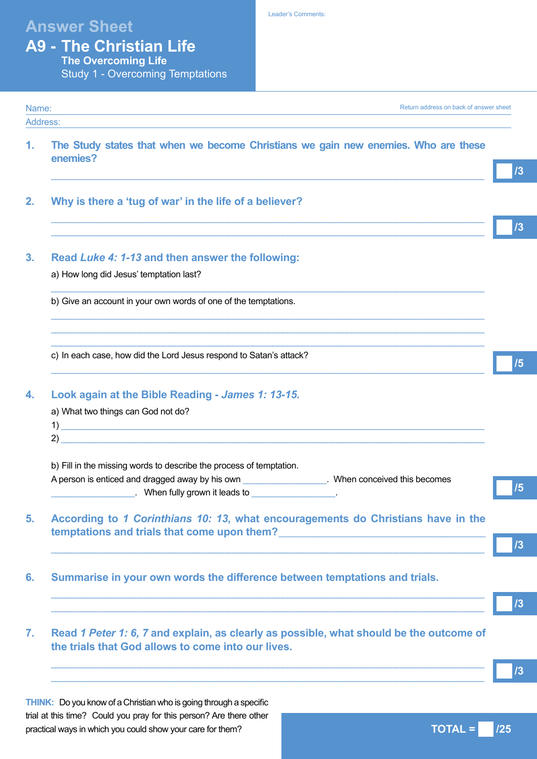# Answer Sheet

# A9 - The Christian Life

## The Overcoming Life

### Study 1 - Overcoming Temptations

Leader's Comments:

Name:

Return address on back of answer sheet

Address:

1. **The Study states that when we become Christians we gain new enemies. Who are these enemies?**

   ______________________________ /3

2. **Why is there a 'tug of war' in the life of a believer?**

   ______________________________

   ______________________________ /3

3. **Read *Luke 4: 1-13* and then answer the following:**

   a) How long did Jesus' temptation last?

   ______________________________

   b) Give an account in your own words of one of the temptations.

   ______________________________

   ______________________________

   ______________________________

   c) In each case, how did the Lord Jesus respond to Satan's attack?

   ______________________________ /5

4. **Look again at the Bible Reading - *James 1: 13-15*.**

   a) What two things can God not do?

   1) ______________________________

   2) ______________________________

   b) Fill in the missing words to describe the process of temptation.

   A person is enticed and dragged away by his own ________________. When conceived this becomes ________________. When fully grown it leads to ________________. /5

5. **According to *1 Corinthians 10: 13*, what encouragements do Christians have in the temptations and trials that come upon them?** ______________________________

   ______________________________ /3

6. **Summarise in your own words the difference between temptations and trials.**

   ______________________________

   ______________________________ /3

7. **Read *1 Peter 1: 6, 7* and explain, as clearly as possible, what should be the outcome of the trials that God allows to come into our lives.**

   ______________________________

   ______________________________ /3

**THINK:** Do you know of a Christian who is going through a specific trial at this time? Could you pray for this person? Are there other practical ways in which you could show your care for them?

**TOTAL = /25**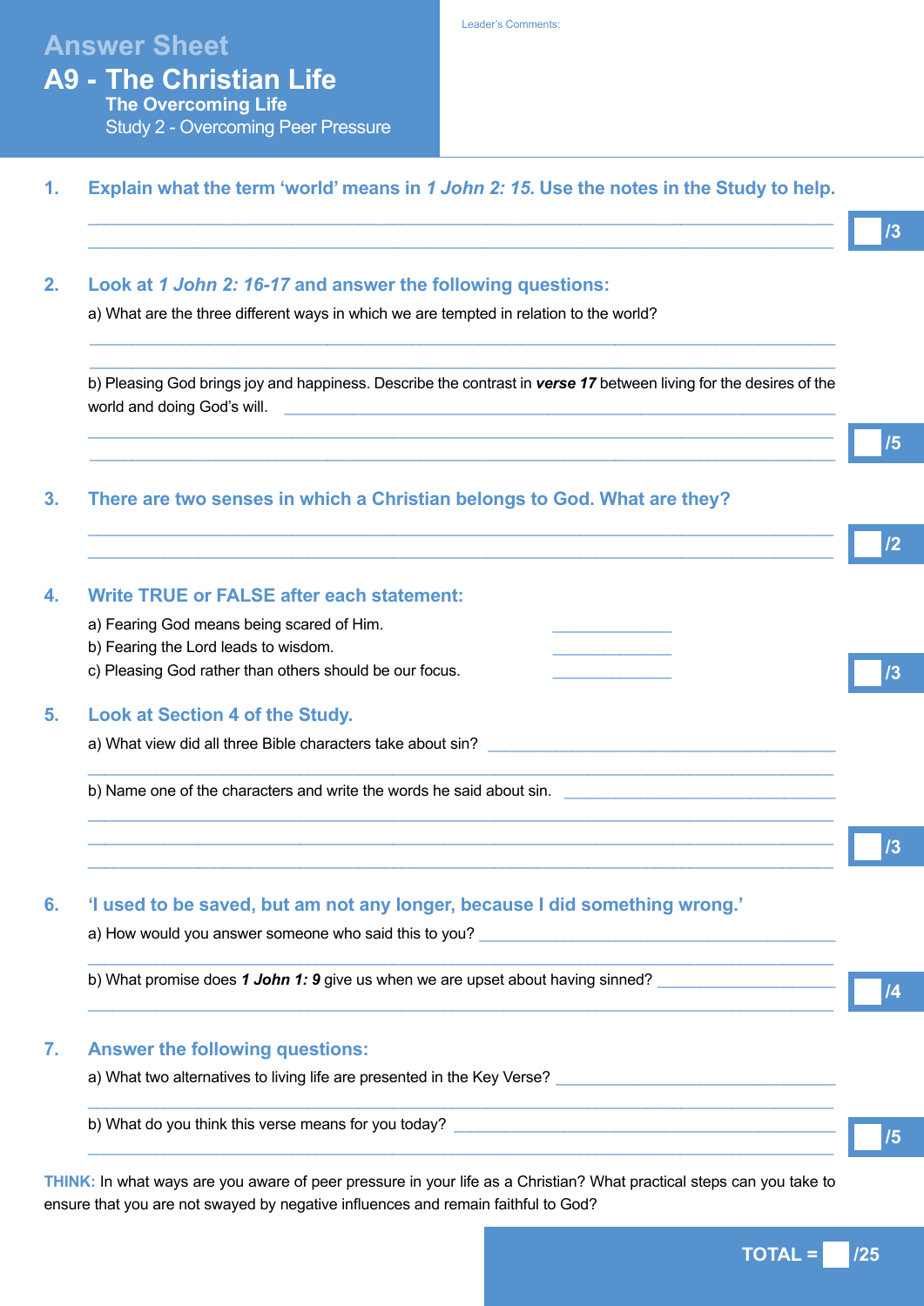# Answer Sheet

# A9 - The Christian Life

## The Overcoming Life

### Study 2 - Overcoming Peer Pressure

Leader's Comments:

**1. Explain what the term 'world' means in *1 John 2: 15*. Use the notes in the Study to help.**

______________________________________________________________________

______________________________________________________________________

/3

**2. Look at *1 John 2: 16-17* and answer the following questions:**

a) What are the three different ways in which we are tempted in relation to the world?

______________________________________________________________________

______________________________________________________________________

b) Pleasing God brings joy and happiness. Describe the contrast in ***verse 17*** between living for the desires of the world and doing God's will. ____________________________________________

______________________________________________________________________

______________________________________________________________________

/5

**3. There are two senses in which a Christian belongs to God. What are they?**

______________________________________________________________________

______________________________________________________________________

/2

**4. Write TRUE or FALSE after each statement:**

a) Fearing God means being scared of Him. ______________

b) Fearing the Lord leads to wisdom. ______________

c) Pleasing God rather than others should be our focus. ______________

/3

**5. Look at Section 4 of the Study.**

a) What view did all three Bible characters take about sin? ______________________________

______________________________________________________________________

b) Name one of the characters and write the words he said about sin. ____________________

______________________________________________________________________

______________________________________________________________________

______________________________________________________________________

/3

**6. 'I used to be saved, but am not any longer, because I did something wrong.'**

a) How would you answer someone who said this to you? ______________________________

______________________________________________________________________

b) What promise does ***1 John 1: 9*** give us when we are upset about having sinned? ____________

______________________________________________________________________

/4

**7. Answer the following questions:**

a) What two alternatives to living life are presented in the Key Verse? ____________________

______________________________________________________________________

b) What do you think this verse means for you today? ______________________________

______________________________________________________________________

/5

**THINK:** In what ways are you aware of peer pressure in your life as a Christian? What practical steps can you take to ensure that you are not swayed by negative influences and remain faithful to God?

**TOTAL = /25**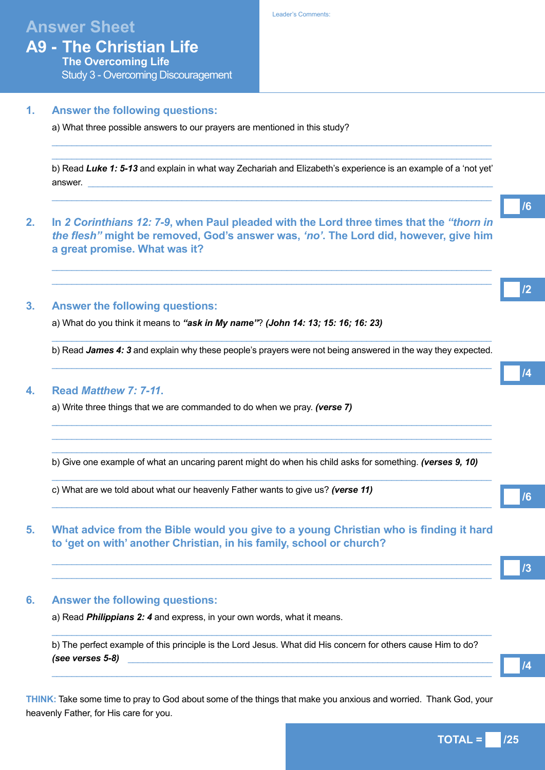# Answer Sheet

# A9 - The Christian Life

## The Overcoming Life

### Study 3 - Overcoming Discouragement

Leader's Comments:

## 1. Answer the following questions:

a) What three possible answers to our prayers are mentioned in this study?

b) Read ***Luke 1: 5-13*** and explain in what way Zechariah and Elizabeth's experience is an example of a 'not yet' answer.

/6

## 2. In *2 Corinthians 12: 7-9*, when Paul pleaded with the Lord three times that the *"thorn in the flesh"* might be removed, God's answer was, *'no'*. The Lord did, however, give him a great promise. What was it?

/2

## 3. Answer the following questions:

a) What do you think it means to ***"ask in My name"***? ***(John 14: 13; 15: 16; 16: 23)***

b) Read ***James 4: 3*** and explain why these people's prayers were not being answered in the way they expected.

/4

## 4. Read *Matthew 7: 7-11*.

a) Write three things that we are commanded to do when we pray. ***(verse 7)***

b) Give one example of what an uncaring parent might do when his child asks for something. ***(verses 9, 10)***

c) What are we told about what our heavenly Father wants to give us? ***(verse 11)***

/6

## 5. What advice from the Bible would you give to a young Christian who is finding it hard to 'get on with' another Christian, in his family, school or church?

/3

## 6. Answer the following questions:

a) Read ***Philippians 2: 4*** and express, in your own words, what it means.

b) The perfect example of this principle is the Lord Jesus. What did His concern for others cause Him to do? ***(see verses 5-8)***

/4

**THINK:** Take some time to pray to God about some of the things that make you anxious and worried. Thank God, your heavenly Father, for His care for you.

**TOTAL = /25**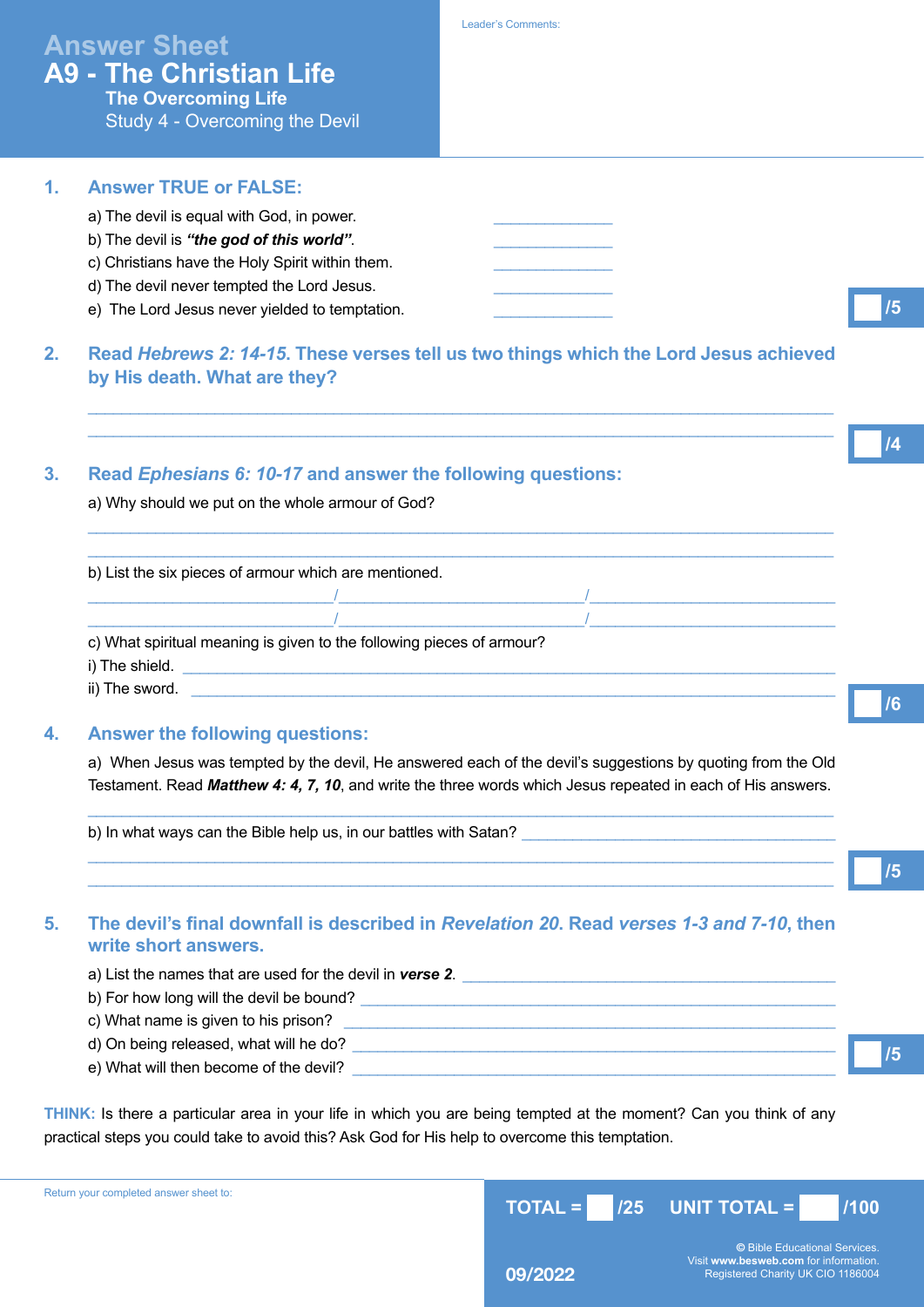# Answer Sheet

## A9 - The Christian Life

### The Overcoming Life

Study 4 - Overcoming the Devil

Leader's Comments:

## 1. Answer TRUE or FALSE:

a) The devil is equal with God, in power. _____________

b) The devil is ***"the god of this world"***. _____________

c) Christians have the Holy Spirit within them. _____________

d) The devil never tempted the Lord Jesus. _____________

e) The Lord Jesus never yielded to temptation. _____________

/5

## 2. Read *Hebrews 2: 14-15*. These verses tell us two things which the Lord Jesus achieved by His death. What are they?

_______________________________________________________________

_______________________________________________________________

/4

## 3. Read *Ephesians 6: 10-17* and answer the following questions:

a) Why should we put on the whole armour of God?

_______________________________________________________________

_______________________________________________________________

b) List the six pieces of armour which are mentioned.

____________________ / ____________________ / ____________________

____________________ / ____________________ / ____________________

c) What spiritual meaning is given to the following pieces of armour?

i) The shield. _______________________________________________

ii) The sword. _______________________________________________

/6

## 4. Answer the following questions:

a) When Jesus was tempted by the devil, He answered each of the devil's suggestions by quoting from the Old Testament. Read ***Matthew 4: 4, 7, 10***, and write the three words which Jesus repeated in each of His answers.

_______________________________________________________________

b) In what ways can the Bible help us, in our battles with Satan? ____________________

_______________________________________________________________

_______________________________________________________________

/5

## 5. The devil's final downfall is described in *Revelation 20*. Read *verses 1-3 and 7-10*, then write short answers.

a) List the names that are used for the devil in ***verse 2***. ____________________

b) For how long will the devil be bound? ____________________

c) What name is given to his prison? ____________________

d) On being released, what will he do? ____________________

e) What will then become of the devil? ____________________

/5

**THINK:** Is there a particular area in your life in which you are being tempted at the moment? Can you think of any practical steps you could take to avoid this? Ask God for His help to overcome this temptation.

Return your completed answer sheet to:

**TOTAL = /25 UNIT TOTAL = /100**

09/2022

© Bible Educational Services.
Visit **www.besweb.com** for information.
Registered Charity UK CIO 1186004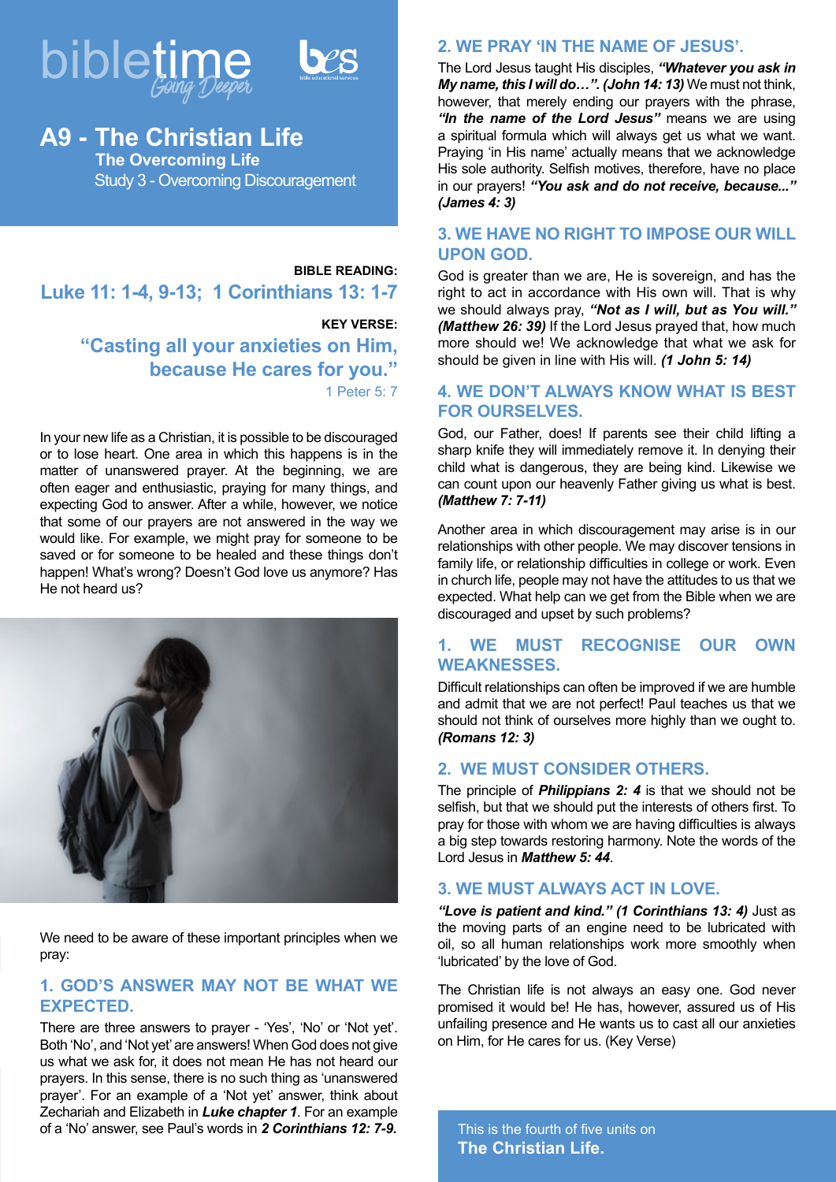# bibletime *Going Deeper*

bes

## A9 - The Christian Life

### The Overcoming Life

Study 3 - Overcoming Discouragement

**BIBLE READING:**

**Luke 11: 1-4, 9-13; 1 Corinthians 13: 1-7**

**KEY VERSE:**

**"Casting all your anxieties on Him, because He cares for you."**

1 Peter 5: 7

In your new life as a Christian, it is possible to be discouraged or to lose heart. One area in which this happens is in the matter of unanswered prayer. At the beginning, we are often eager and enthusiastic, praying for many things, and expecting God to answer. After a while, however, we notice that some of our prayers are not answered in the way we would like. For example, we might pray for someone to be saved or for someone to be healed and these things don't happen! What's wrong? Doesn't God love us anymore? Has He not heard us?

We need to be aware of these important principles when we pray:

### 1. GOD'S ANSWER MAY NOT BE WHAT WE EXPECTED.

There are three answers to prayer - 'Yes', 'No' or 'Not yet'. Both 'No', and 'Not yet' are answers! When God does not give us what we ask for, it does not mean He has not heard our prayers. In this sense, there is no such thing as 'unanswered prayer'. For an example of a 'Not yet' answer, think about Zechariah and Elizabeth in ***Luke chapter 1***. For an example of a 'No' answer, see Paul's words in ***2 Corinthians 12: 7-9.***

### 2. WE PRAY 'IN THE NAME OF JESUS'.

The Lord Jesus taught His disciples, ***"Whatever you ask in My name, this I will do…". (John 14: 13)*** We must not think, however, that merely ending our prayers with the phrase, ***"In the name of the Lord Jesus"*** means we are using a spiritual formula which will always get us what we want. Praying 'in His name' actually means that we acknowledge His sole authority. Selfish motives, therefore, have no place in our prayers! ***"You ask and do not receive, because..." (James 4: 3)***

### 3. WE HAVE NO RIGHT TO IMPOSE OUR WILL UPON GOD.

God is greater than we are, He is sovereign, and has the right to act in accordance with His own will. That is why we should always pray, ***"Not as I will, but as You will." (Matthew 26: 39)*** If the Lord Jesus prayed that, how much more should we! We acknowledge that what we ask for should be given in line with His will. ***(1 John 5: 14)***

### 4. WE DON'T ALWAYS KNOW WHAT IS BEST FOR OURSELVES.

God, our Father, does! If parents see their child lifting a sharp knife they will immediately remove it. In denying their child what is dangerous, they are being kind. Likewise we can count upon our heavenly Father giving us what is best. ***(Matthew 7: 7-11)***

Another area in which discouragement may arise is in our relationships with other people. We may discover tensions in family life, or relationship difficulties in college or work. Even in church life, people may not have the attitudes to us that we expected. What help can we get from the Bible when we are discouraged and upset by such problems?

### 1. WE MUST RECOGNISE OUR OWN WEAKNESSES.

Difficult relationships can often be improved if we are humble and admit that we are not perfect! Paul teaches us that we should not think of ourselves more highly than we ought to. ***(Romans 12: 3)***

### 2. WE MUST CONSIDER OTHERS.

The principle of ***Philippians 2: 4*** is that we should not be selfish, but that we should put the interests of others first. To pray for those with whom we are having difficulties is always a big step towards restoring harmony. Note the words of the Lord Jesus in ***Matthew 5: 44***.

### 3. WE MUST ALWAYS ACT IN LOVE.

***"Love is patient and kind." (1 Corinthians 13: 4)*** Just as the moving parts of an engine need to be lubricated with oil, so all human relationships work more smoothly when 'lubricated' by the love of God.

The Christian life is not always an easy one. God never promised it would be! He has, however, assured us of His unfailing presence and He wants us to cast all our anxieties on Him, for He cares for us. (Key Verse)

This is the fourth of five units on **The Christian Life.**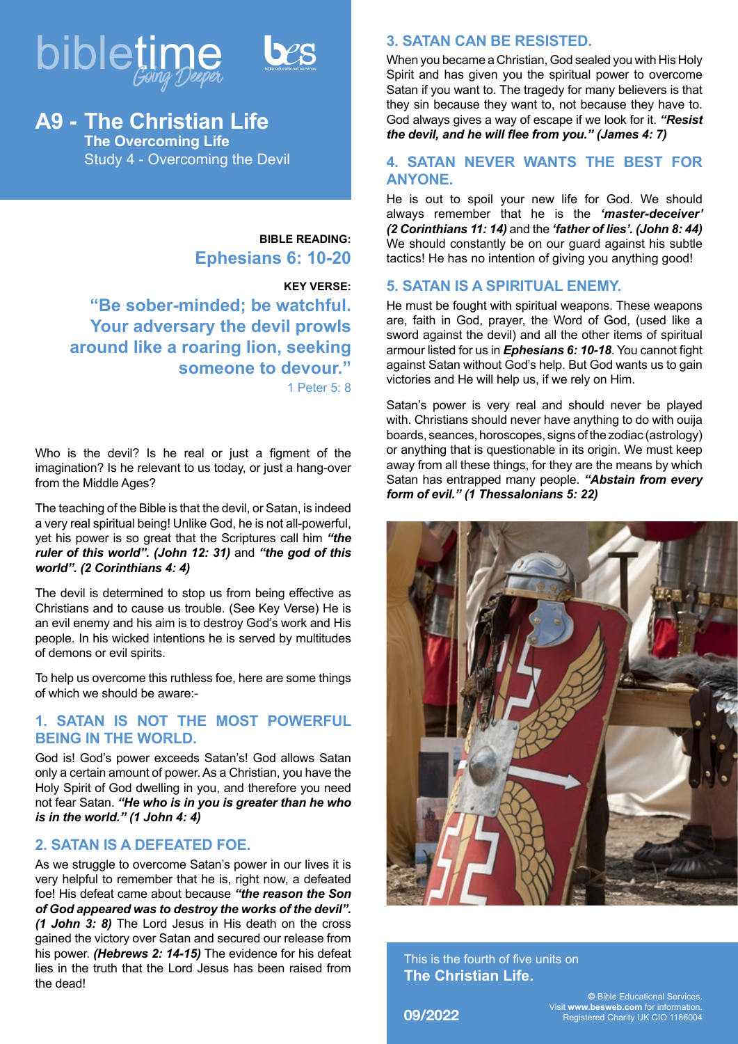bibletime *Going Deeper*

# A9 - The Christian Life

## The Overcoming Life

Study 4 - Overcoming the Devil

**BIBLE READING:**

**Ephesians 6: 10-20**

**KEY VERSE:**

**“Be sober-minded; be watchful. Your adversary the devil prowls around like a roaring lion, seeking someone to devour.”**

1 Peter 5: 8

Who is the devil? Is he real or just a figment of the imagination? Is he relevant to us today, or just a hang-over from the Middle Ages?

The teaching of the Bible is that the devil, or Satan, is indeed a very real spiritual being! Unlike God, he is not all-powerful, yet his power is so great that the Scriptures call him ***“the ruler of this world”. (John 12: 31)*** and ***“the god of this world”. (2 Corinthians 4: 4)***

The devil is determined to stop us from being effective as Christians and to cause us trouble. (See Key Verse) He is an evil enemy and his aim is to destroy God’s work and His people. In his wicked intentions he is served by multitudes of demons or evil spirits.

To help us overcome this ruthless foe, here are some things of which we should be aware:-

### 1. SATAN IS NOT THE MOST POWERFUL BEING IN THE WORLD.

God is! God’s power exceeds Satan’s! God allows Satan only a certain amount of power. As a Christian, you have the Holy Spirit of God dwelling in you, and therefore you need not fear Satan. ***“He who is in you is greater than he who is in the world.” (1 John 4: 4)***

### 2. SATAN IS A DEFEATED FOE.

As we struggle to overcome Satan’s power in our lives it is very helpful to remember that he is, right now, a defeated foe! His defeat came about because ***“the reason the Son of God appeared was to destroy the works of the devil”. (1 John 3: 8)*** The Lord Jesus in His death on the cross gained the victory over Satan and secured our release from his power. ***(Hebrews 2: 14-15)*** The evidence for his defeat lies in the truth that the Lord Jesus has been raised from the dead!

### 3. SATAN CAN BE RESISTED.

When you became a Christian, God sealed you with His Holy Spirit and has given you the spiritual power to overcome Satan if you want to. The tragedy for many believers is that they sin because they want to, not because they have to. God always gives a way of escape if we look for it. ***“Resist the devil, and he will flee from you.” (James 4: 7)***

### 4. SATAN NEVER WANTS THE BEST FOR ANYONE.

He is out to spoil your new life for God. We should always remember that he is the ***‘master-deceiver’ (2 Corinthians 11: 14)*** and the ***‘father of lies’. (John 8: 44)*** We should constantly be on our guard against his subtle tactics! He has no intention of giving you anything good!

### 5. SATAN IS A SPIRITUAL ENEMY.

He must be fought with spiritual weapons. These weapons are, faith in God, prayer, the Word of God, (used like a sword against the devil) and all the other items of spiritual armour listed for us in ***Ephesians 6: 10-18***. You cannot fight against Satan without God’s help. But God wants us to gain victories and He will help us, if we rely on Him.

Satan’s power is very real and should never be played with. Christians should never have anything to do with ouija boards, seances, horoscopes, signs of the zodiac (astrology) or anything that is questionable in its origin. We must keep away from all these things, for they are the means by which Satan has entrapped many people. ***“Abstain from every form of evil.” (1 Thessalonians 5: 22)***

This is the fourth of five units on **The Christian Life.**

**09/2022**

© Bible Educational Services. Visit **www.besweb.com** for information. Registered Charity UK CIO 1186004